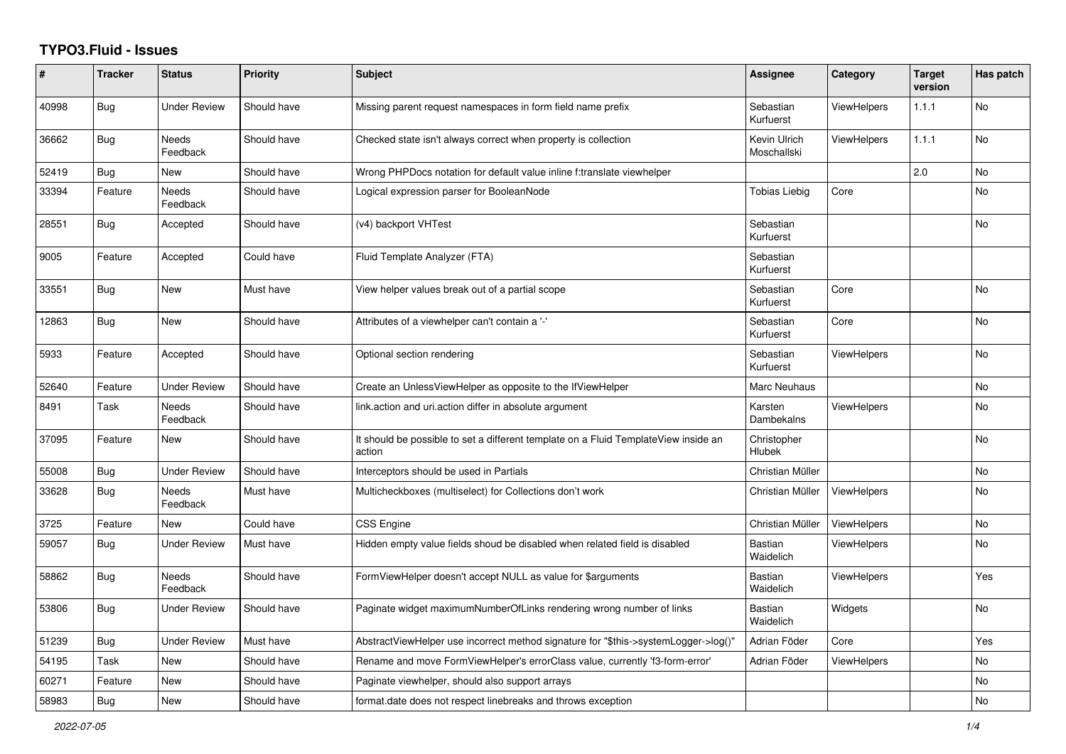# TYPO3.Fluid - Issues

| # | Tracker | Status | Priority | Subject | Assignee | Category | Target version | Has patch |
|---|---|---|---|---|---|---|---|---|
| 40998 | Bug | Under Review | Should have | Missing parent request namespaces in form field name prefix | Sebastian Kurfuerst | ViewHelpers | 1.1.1 | No |
| 36662 | Bug | Needs Feedback | Should have | Checked state isn't always correct when property is collection | Kevin Ulrich Moschallski | ViewHelpers | 1.1.1 | No |
| 52419 | Bug | New | Should have | Wrong PHPDocs notation for default value inline f:translate viewhelper | | | 2.0 | No |
| 33394 | Feature | Needs Feedback | Should have | Logical expression parser for BooleanNode | Tobias Liebig | Core | | No |
| 28551 | Bug | Accepted | Should have | (v4) backport VHTest | Sebastian Kurfuerst | | | No |
| 9005 | Feature | Accepted | Could have | Fluid Template Analyzer (FTA) | Sebastian Kurfuerst | | | |
| 33551 | Bug | New | Must have | View helper values break out of a partial scope | Sebastian Kurfuerst | Core | | No |
| 12863 | Bug | New | Should have | Attributes of a viewhelper can't contain a '-' | Sebastian Kurfuerst | Core | | No |
| 5933 | Feature | Accepted | Should have | Optional section rendering | Sebastian Kurfuerst | ViewHelpers | | No |
| 52640 | Feature | Under Review | Should have | Create an UnlessViewHelper as opposite to the IfViewHelper | Marc Neuhaus | | | No |
| 8491 | Task | Needs Feedback | Should have | link.action and uri.action differ in absolute argument | Karsten Dambekalns | ViewHelpers | | No |
| 37095 | Feature | New | Should have | It should be possible to set a different template on a Fluid TemplateView inside an action | Christopher Hlubek | | | No |
| 55008 | Bug | Under Review | Should have | Interceptors should be used in Partials | Christian Müller | | | No |
| 33628 | Bug | Needs Feedback | Must have | Multicheckboxes (multiselect) for Collections don't work | Christian Müller | ViewHelpers | | No |
| 3725 | Feature | New | Could have | CSS Engine | Christian Müller | ViewHelpers | | No |
| 59057 | Bug | Under Review | Must have | Hidden empty value fields shoud be disabled when related field is disabled | Bastian Waidelich | ViewHelpers | | No |
| 58862 | Bug | Needs Feedback | Should have | FormViewHelper doesn't accept NULL as value for $arguments | Bastian Waidelich | ViewHelpers | | Yes |
| 53806 | Bug | Under Review | Should have | Paginate widget maximumNumberOfLinks rendering wrong number of links | Bastian Waidelich | Widgets | | No |
| 51239 | Bug | Under Review | Must have | AbstractViewHelper use incorrect method signature for "$this->systemLogger->log()" | Adrian Föder | Core | | Yes |
| 54195 | Task | New | Should have | Rename and move FormViewHelper's errorClass value, currently 'f3-form-error' | Adrian Föder | ViewHelpers | | No |
| 60271 | Feature | New | Should have | Paginate viewhelper, should also support arrays | | | | No |
| 58983 | Bug | New | Should have | format.date does not respect linebreaks and throws exception | | | | No |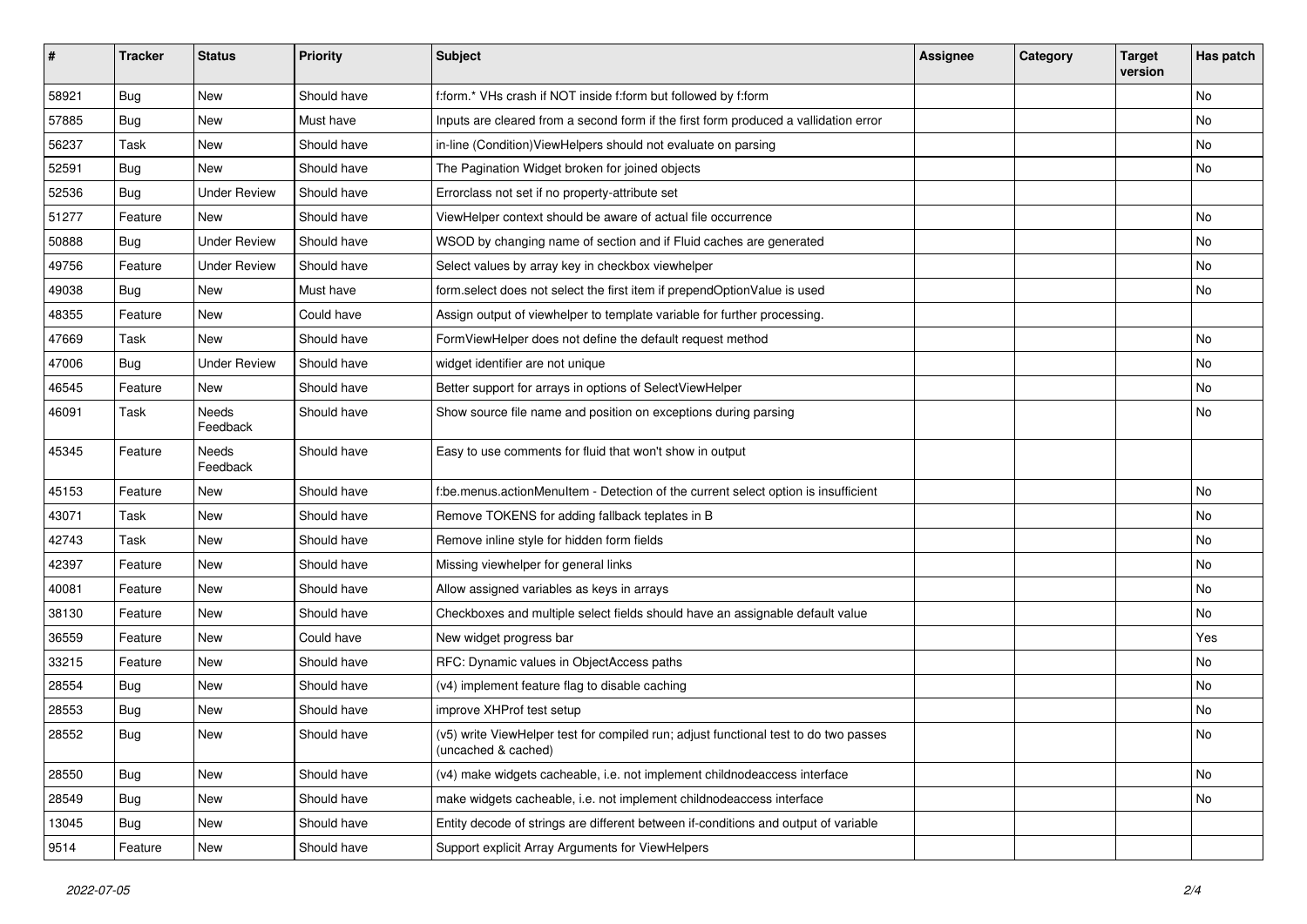| # | Tracker | Status | Priority | Subject | Assignee | Category | Target version | Has patch |
|---|---|---|---|---|---|---|---|---|
| 58921 | Bug | New | Should have | f:form.* VHs crash if NOT inside f:form but followed by f:form | | | | No |
| 57885 | Bug | New | Must have | Inputs are cleared from a second form if the first form produced a vallidation error | | | | No |
| 56237 | Task | New | Should have | in-line (Condition)ViewHelpers should not evaluate on parsing | | | | No |
| 52591 | Bug | New | Should have | The Pagination Widget broken for joined objects | | | | No |
| 52536 | Bug | Under Review | Should have | Errorclass not set if no property-attribute set | | | | |
| 51277 | Feature | New | Should have | ViewHelper context should be aware of actual file occurrence | | | | No |
| 50888 | Bug | Under Review | Should have | WSOD by changing name of section and if Fluid caches are generated | | | | No |
| 49756 | Feature | Under Review | Should have | Select values by array key in checkbox viewhelper | | | | No |
| 49038 | Bug | New | Must have | form.select does not select the first item if prependOptionValue is used | | | | No |
| 48355 | Feature | New | Could have | Assign output of viewhelper to template variable for further processing. | | | | |
| 47669 | Task | New | Should have | FormViewHelper does not define the default request method | | | | No |
| 47006 | Bug | Under Review | Should have | widget identifier are not unique | | | | No |
| 46545 | Feature | New | Should have | Better support for arrays in options of SelectViewHelper | | | | No |
| 46091 | Task | Needs Feedback | Should have | Show source file name and position on exceptions during parsing | | | | No |
| 45345 | Feature | Needs Feedback | Should have | Easy to use comments for fluid that won't show in output | | | | |
| 45153 | Feature | New | Should have | f:be.menus.actionMenuItem - Detection of the current select option is insufficient | | | | No |
| 43071 | Task | New | Should have | Remove TOKENS for adding fallback teplates in B | | | | No |
| 42743 | Task | New | Should have | Remove inline style for hidden form fields | | | | No |
| 42397 | Feature | New | Should have | Missing viewhelper for general links | | | | No |
| 40081 | Feature | New | Should have | Allow assigned variables as keys in arrays | | | | No |
| 38130 | Feature | New | Should have | Checkboxes and multiple select fields should have an assignable default value | | | | No |
| 36559 | Feature | New | Could have | New widget progress bar | | | | Yes |
| 33215 | Feature | New | Should have | RFC: Dynamic values in ObjectAccess paths | | | | No |
| 28554 | Bug | New | Should have | (v4) implement feature flag to disable caching | | | | No |
| 28553 | Bug | New | Should have | improve XHProf test setup | | | | No |
| 28552 | Bug | New | Should have | (v5) write ViewHelper test for compiled run; adjust functional test to do two passes (uncached & cached) | | | | No |
| 28550 | Bug | New | Should have | (v4) make widgets cacheable, i.e. not implement childnodeaccess interface | | | | No |
| 28549 | Bug | New | Should have | make widgets cacheable, i.e. not implement childnodeaccess interface | | | | No |
| 13045 | Bug | New | Should have | Entity decode of strings are different between if-conditions and output of variable | | | | |
| 9514 | Feature | New | Should have | Support explicit Array Arguments for ViewHelpers | | | | |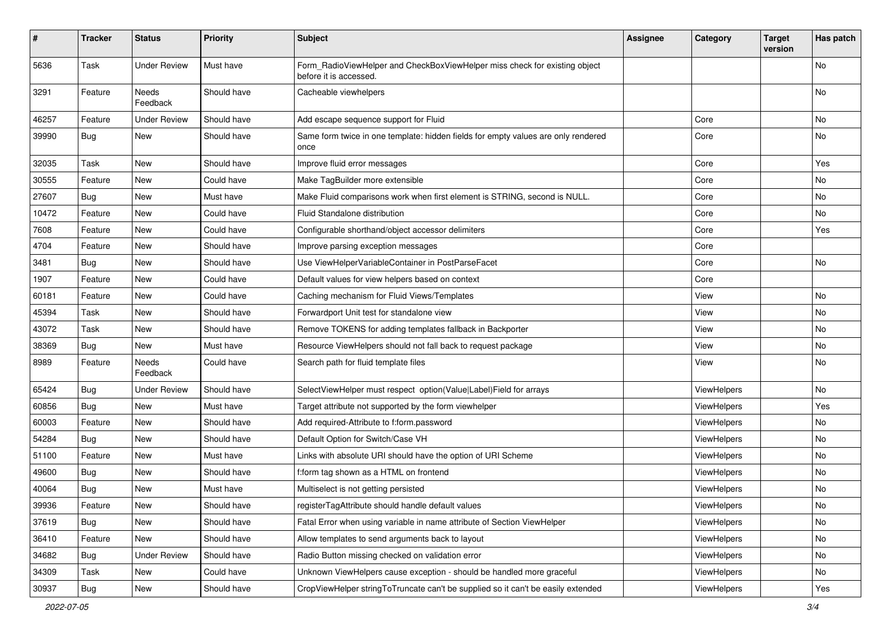| # | Tracker | Status | Priority | Subject | Assignee | Category | Target version | Has patch |
|---|---|---|---|---|---|---|---|---|
| 5636 | Task | Under Review | Must have | Form_RadioViewHelper and CheckBoxViewHelper miss check for existing object before it is accessed. | | | | No |
| 3291 | Feature | Needs Feedback | Should have | Cacheable viewhelpers | | | | No |
| 46257 | Feature | Under Review | Should have | Add escape sequence support for Fluid | | Core | | No |
| 39990 | Bug | New | Should have | Same form twice in one template: hidden fields for empty values are only rendered once | | Core | | No |
| 32035 | Task | New | Should have | Improve fluid error messages | | Core | | Yes |
| 30555 | Feature | New | Could have | Make TagBuilder more extensible | | Core | | No |
| 27607 | Bug | New | Must have | Make Fluid comparisons work when first element is STRING, second is NULL. | | Core | | No |
| 10472 | Feature | New | Could have | Fluid Standalone distribution | | Core | | No |
| 7608 | Feature | New | Could have | Configurable shorthand/object accessor delimiters | | Core | | Yes |
| 4704 | Feature | New | Should have | Improve parsing exception messages | | Core | | |
| 3481 | Bug | New | Should have | Use ViewHelperVariableContainer in PostParseFacet | | Core | | No |
| 1907 | Feature | New | Could have | Default values for view helpers based on context | | Core | | |
| 60181 | Feature | New | Could have | Caching mechanism for Fluid Views/Templates | | View | | No |
| 45394 | Task | New | Should have | Forwardport Unit test for standalone view | | View | | No |
| 43072 | Task | New | Should have | Remove TOKENS for adding templates fallback in Backporter | | View | | No |
| 38369 | Bug | New | Must have | Resource ViewHelpers should not fall back to request package | | View | | No |
| 8989 | Feature | Needs Feedback | Could have | Search path for fluid template files | | View | | No |
| 65424 | Bug | Under Review | Should have | SelectViewHelper must respect option(Value\|Label)Field for arrays | | ViewHelpers | | No |
| 60856 | Bug | New | Must have | Target attribute not supported by the form viewhelper | | ViewHelpers | | Yes |
| 60003 | Feature | New | Should have | Add required-Attribute to f:form.password | | ViewHelpers | | No |
| 54284 | Bug | New | Should have | Default Option for Switch/Case VH | | ViewHelpers | | No |
| 51100 | Feature | New | Must have | Links with absolute URI should have the option of URI Scheme | | ViewHelpers | | No |
| 49600 | Bug | New | Should have | f:form tag shown as a HTML on frontend | | ViewHelpers | | No |
| 40064 | Bug | New | Must have | Multiselect is not getting persisted | | ViewHelpers | | No |
| 39936 | Feature | New | Should have | registerTagAttribute should handle default values | | ViewHelpers | | No |
| 37619 | Bug | New | Should have | Fatal Error when using variable in name attribute of Section ViewHelper | | ViewHelpers | | No |
| 36410 | Feature | New | Should have | Allow templates to send arguments back to layout | | ViewHelpers | | No |
| 34682 | Bug | Under Review | Should have | Radio Button missing checked on validation error | | ViewHelpers | | No |
| 34309 | Task | New | Could have | Unknown ViewHelpers cause exception - should be handled more graceful | | ViewHelpers | | No |
| 30937 | Bug | New | Should have | CropViewHelper stringToTruncate can't be supplied so it can't be easily extended | | ViewHelpers | | Yes |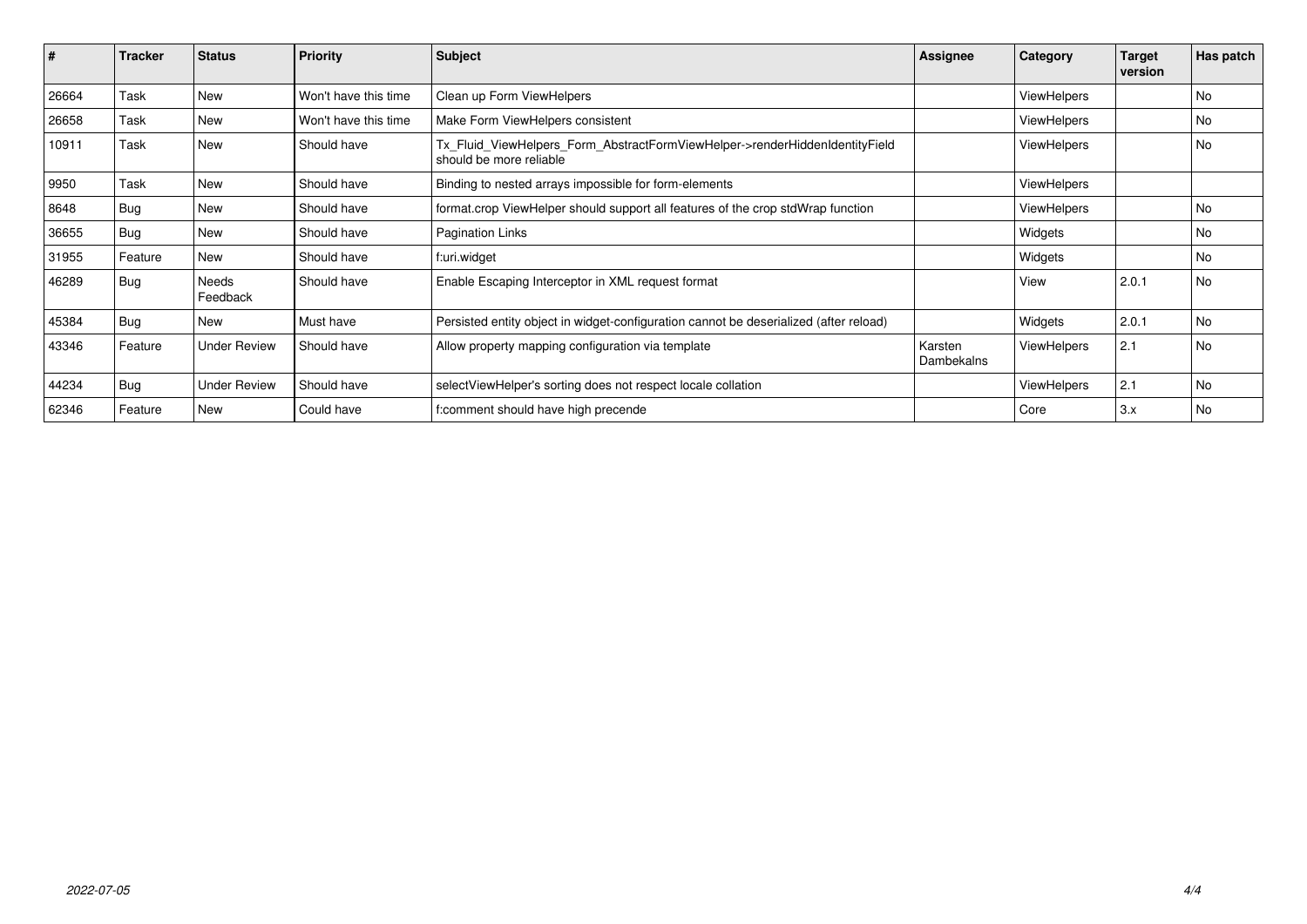| # | Tracker | Status | Priority | Subject | Assignee | Category | Target version | Has patch |
|---|---|---|---|---|---|---|---|---|
| 26664 | Task | New | Won't have this time | Clean up Form ViewHelpers | | ViewHelpers | | No |
| 26658 | Task | New | Won't have this time | Make Form ViewHelpers consistent | | ViewHelpers | | No |
| 10911 | Task | New | Should have | Tx_Fluid_ViewHelpers_Form_AbstractFormViewHelper->renderHiddenIdentityField should be more reliable | | ViewHelpers | | No |
| 9950 | Task | New | Should have | Binding to nested arrays impossible for form-elements | | ViewHelpers | | |
| 8648 | Bug | New | Should have | format.crop ViewHelper should support all features of the crop stdWrap function | | ViewHelpers | | No |
| 36655 | Bug | New | Should have | Pagination Links | | Widgets | | No |
| 31955 | Feature | New | Should have | f:uri.widget | | Widgets | | No |
| 46289 | Bug | Needs Feedback | Should have | Enable Escaping Interceptor in XML request format | | View | 2.0.1 | No |
| 45384 | Bug | New | Must have | Persisted entity object in widget-configuration cannot be deserialized (after reload) | | Widgets | 2.0.1 | No |
| 43346 | Feature | Under Review | Should have | Allow property mapping configuration via template | Karsten Dambekalns | ViewHelpers | 2.1 | No |
| 44234 | Bug | Under Review | Should have | selectViewHelper's sorting does not respect locale collation | | ViewHelpers | 2.1 | No |
| 62346 | Feature | New | Could have | f:comment should have high precende | | Core | 3.x | No |